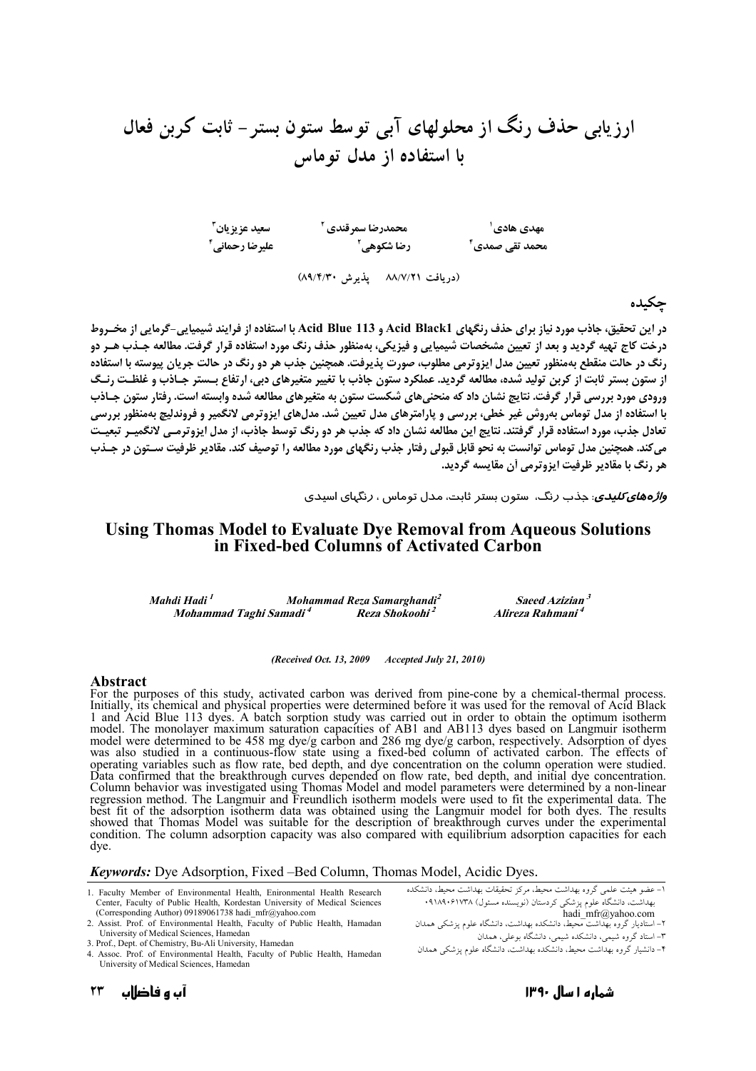# ارزیابی حذف رنگ از محلولهای آبی توسط ستون بستر- ثابت کربن فعال با استفاده از مدل توماس

مهدی هادی[1] محمدرضا سمرقندی[2] سعید عزیزیان[3]
محمد تقی صمدی[4] رضا شکوهی[2] علیرضا رحمانی[4]

(دریافت ۸۸/۷/۲۱ پذیرش ۸۹/۴/۳۰)

## چکیده

در این تحقیق، جاذب مورد نیاز برای حذف رنگهای Acid Black1 و Acid Blue 113 با استفاده از فرایند شیمیایی-گرمایی از مخروط درخت کاج تهیه گردید و بعد از تعیین مشخصات شیمیایی و فیزیکی، به‌منظور حذف رنگ مورد استفاده قرار گرفت. مطالعه جذب هر دو رنگ در حالت منقطع به‌منظور تعیین مدل ایزوترمی مطلوب، صورت پذیرفت. همچنین جذب هر دو رنگ در حالت جریان پیوسته با استفاده از ستون بستر ثابت از کربن تولید شده، مطالعه گردید. عملکرد ستون جاذب با تغییر متغیرهای دبی، ارتفاع بستر جاذب و غلظت رنگ ورودی مورد بررسی قرار گرفت. نتایج نشان داد که منحنی‌های شکست ستون به متغیرهای مطالعه شده وابسته است. رفتار ستون جاذب با استفاده از مدل توماس به‌روش غیر خطی، بررسی و پارامترهای مدل تعیین شد. مدل‌های ایزوترمی لانگمیر و فروندلیچ به‌منظور بررسی تعادل جذب، مورد استفاده قرار گرفتند. نتایج این مطالعه نشان داد که جذب هر دو رنگ توسط جاذب، از مدل ایزوترمی لانگمیر تبعیت می‌کند. همچنین مدل توماس توانست به نحو قابل قبولی رفتار جذب رنگهای مورد مطالعه را توصیف کند. مقادیر ظرفیت ستون در جذب هر رنگ با مقادیر ظرفیت ایزوترمی آن مقایسه گردید.

***واژه‌های کلیدی***: جذب رنگ، ستون بستر ثابت، مدل توماس، رنگهای اسیدی

# Using Thomas Model to Evaluate Dye Removal from Aqueous Solutions in Fixed-bed Columns of Activated Carbon

*Mahdi Hadi* [1] *Mohammad Reza Samarghandi* [2] *Saeed Azizian* [3]
*Mohammad Taghi Samadi* [4] *Reza Shokoohi* [2] *Alireza Rahmani* [4]

*(Received Oct. 13, 2009 Accepted July 21, 2010)*

## Abstract

For the purposes of this study, activated carbon was derived from pine-cone by a chemical-thermal process. Initially, its chemical and physical properties were determined before it was used for the removal of Acid Black 1 and Acid Blue 113 dyes. A batch sorption study was carried out in order to obtain the optimum isotherm model. The monolayer maximum saturation capacities of AB1 and AB113 dyes based on Langmuir isotherm model were determined to be 458 mg dye/g carbon and 286 mg dye/g carbon, respectively. Adsorption of dyes was also studied in a continuous-flow state using a fixed-bed column of activated carbon. The effects of operating variables such as flow rate, bed depth, and dye concentration on the column operation were studied. Data confirmed that the breakthrough curves depended on flow rate, bed depth, and initial dye concentration. Column behavior was investigated using Thomas Model and model parameters were determined by a non-linear regression method. The Langmuir and Freundlich isotherm models were used to fit the experimental data. The best fit of the adsorption isotherm data was obtained using the Langmuir model for both dyes. The results showed that Thomas Model was suitable for the description of breakthrough curves under the experimental condition. The column adsorption capacity was also compared with equilibrium adsorption capacities for each dye.

***Keywords:*** Dye Adsorption, Fixed –Bed Column, Thomas Model, Acidic Dyes.

1. Faculty Member of Environmental Health, Enironmental Health Research Center, Faculty of Public Health, Kordestan University of Medical Sciences (Corresponding Author) 09189061738 hadi_mfr@yahoo.com
2. Assist. Prof. of Environmental Health, Faculty of Public Health, Hamadan University of Medical Sciences, Hamedan
3. Prof., Dept. of Chemistry, Bu-Ali University, Hamedan
4. Assoc. Prof. of Environmental Health, Faculty of Public Health, Hamedan University of Medical Sciences, Hamedan

۱- عضو هیئت علمی گروه بهداشت محیط، مرکز تحقیقات بهداشت محیط، دانشکده بهداشت، دانشگاه علوم پزشکی کردستان (نویسنده مسئول) ۰۹۱۸۹۰۶۱۷۳۸ hadi_mfr@yahoo.com
۲- استادیار گروه بهداشت محیط، دانشکده بهداشت، دانشگاه علوم پزشکی همدان
۳- استاد گروه شیمی، دانشکده شیمی، دانشگاه بوعلی، همدان
۴- دانشیار گروه بهداشت محیط، دانشکده بهداشت، دانشگاه علوم پزشکی همدان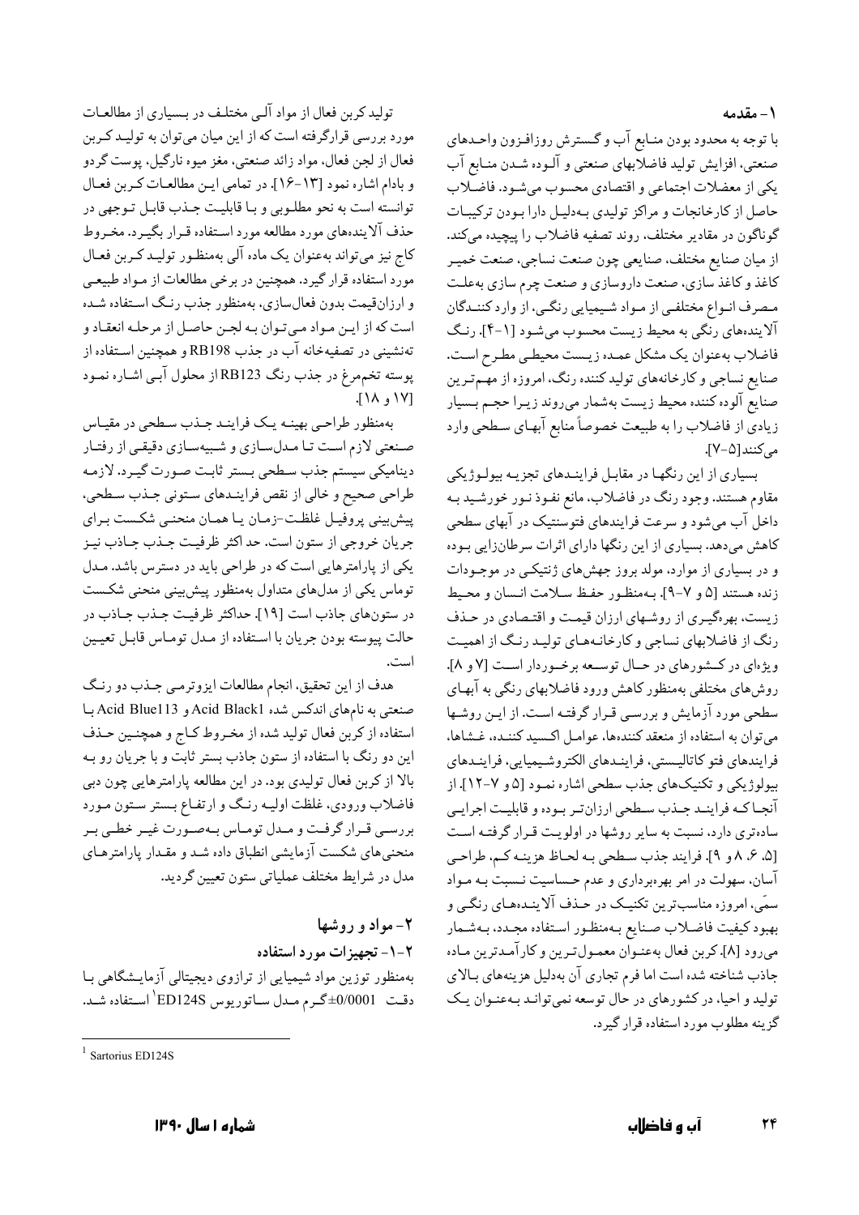## ۱- مقدمه

با توجه به محدود بودن منابع آب و گسترش روزافزون واحدهای صنعتی، افزایش تولید فاضلابهای صنعتی و آلوده شدن منابع آب یکی از معضلات اجتماعی و اقتصادی محسوب میشود. فاضلاب حاصل از کارخانجات و مراکز تولیدی بهدلیل دارا بودن ترکیبات گوناگون در مقادیر مختلف، روند تصفیه فاضلاب را پیچیده میکند. از میان صنایع مختلف، صنایعی چون صنعت نساجی، صنعت خمیر کاغذ و کاغذ سازی، صنعت داروسازی و صنعت چرم سازی بهعلت مصرف انواع مختلفی از مواد شیمیایی رنگی، از واردکنندگان آلایندههای رنگی به محیط زیست محسوب میشوند [۱-۴]. رنگ فاضلاب بهعنوان یک مشکل عمده زیست محیطی مطرح است. صنایع نساجی و کارخانههای تولیدکننده رنگ، امروزه از مهمترین صنایع آلوده کننده محیط زیست بهشمار میروند زیرا حجم بسیار زیادی از فاضلاب را به طبیعت خصوصاً منابع آبهای سطحی وارد میکنند[۵-۷].

بسیاری از این رنگها در مقابل فرایندهای تجزیه بیولوژیکی مقاوم هستند. وجود رنگ در فاضلاب، مانع نفوذ نور خورشید به داخل آب میشود و سرعت فرایندهای فتوسنتیک در آبهای سطحی کاهش میدهد. بسیاری از این رنگها دارای اثرات سرطانزایی بوده و در بسیاری از موارد، مولد بروز جهشهای ژنتیکی در موجودات زنده هستند [۵ و ۷-۹]. بهمنظور حفظ سلامت انسان و محیط زیست، بهرهگیری از روشهای ارزان قیمت و اقتصادی در حذف رنگ از فاضلابهای نساجی و کارخانههای تولید رنگ از اهمیت ویژهای در کشورهای در حال توسعه برخوردار است [۷ و ۸]. روشهای مختلفی بهمنظور کاهش ورود فاضلابهای رنگی به آبهای سطحی مورد آزمایش و بررسی قرار گرفته است. از این روشها میتوان به استفاده از منعقد کنندهها، عوامل اکسید کننده، غشاها، فرایندهای فتوکاتالیستی، فرایندهای الکتروشیمیایی، فرایندهای بیولوژیکی و تکنیکهای جذب سطحی اشاره نمود [۵ و ۷-۱۲]. از آنجاکه فرایند جذب سطحی ارزانتر بوده و قابلیت اجرایی سادهتری دارد، نسبت به سایر روشها در اولویت قرار گرفته است [۵، ۶، ۸ و ۹]. فرایند جذب سطحی به لحاظ هزینه کم، طراحی آسان، سهولت در امر بهرهبرداری و عدم حساسیت نسبت به مواد سمّی، امروزه مناسبترین تکنیک در حذف آلایندههای رنگی و بهبود کیفیت فاضلاب صنایع بهمنظور استفاده مجدد، بهشمار میرود [۸]. کربن فعال بهعنوان معمولترین و کارآمدترین ماده جاذب شناخته شده است اما فرم تجاری آن بهدلیل هزینههای بالای تولید و احیا، در کشورهای در حال توسعه نمیتواند بهعنوان یک گزینه مطلوب مورد استفاده قرار گیرد.

تولید کربن فعال از مواد آلی مختلف در بسیاری از مطالعات مورد بررسی قرارگرفته است که از این میان میتوان به تولید کربن فعال از لجن فعال، مواد زائد صنعتی، مغز میوه نارگیل، پوست گردو و بادام اشاره نمود [۱۳-۱۶]. در تمامی این مطالعات کربن فعال توانسته است به نحو مطلوبی و با قابلیت جذب قابل توجهی در حذف آلایندههای مورد مطالعه مورد استفاده قرار بگیرد. مخروط کاج نیز میتواند بهعنوان یک ماده آلی بهمنظور تولید کربن فعال مورد استفاده قرار گیرد. همچنین در برخی مطالعات از مواد طبیعی و ارزانقیمت بدون فعالسازی، بهمنظور جذب رنگ استفاده شده است که از این مواد میتوان به لجن حاصل از مرحله انعقاد و تهنشینی در تصفیهخانه آب در جذب RB198 و همچنین استفاده از پوسته تخممرغ در جذب رنگ RB123 از محلول آبی اشاره نمود [۱۷ و ۱۸].

بهمنظور طراحی بهینه یک فرایند جذب سطحی در مقیاس صنعتی لازم است تا مدلسازی و شبیهسازی دقیقی از رفتار دینامیکی سیستم جذب سطحی بستر ثابت صورت گیرد. لازمه طراحی صحیح و خالی از نقص فرایندهای ستونی جذب سطحی، پیشبینی پروفیل غلظت-زمان یا همان منحنی شکست برای جریان خروجی از ستون است. حداکثر ظرفیت جذب جاذب نیز یکی از پارامترهایی است که در طراحی باید در دسترس باشد. مدل توماس یکی از مدلهای متداول بهمنظور پیشبینی منحنی شکست در ستونهای جاذب است [۱۹]. حداکثر ظرفیت جذب جاذب در حالت پیوسته بودن جریان با استفاده از مدل توماس قابل تعیین است.

هدف از این تحقیق، انجام مطالعات ایزوترمی جذب دو رنگ صنعتی به نامهای اندکس شده Acid Black1 و Acid Blue113 با استفاده از کربن فعال تولید شده از مخروط کاج و همچنین حذف این دو رنگ با استفاده از ستون جاذب بستر ثابت و با جریان رو به بالا از کربن فعال تولیدی بود. در این مطالعه پارامترهایی چون دبی فاضلاب ورودی، غلظت اولیه رنگ و ارتفاع بستر ستون مورد بررسی قرار گرفت و مدل توماس بهصورت غیر خطی بر منحنیهای شکست آزمایشی انطباق داده شد و مقدار پارامترهای مدل در شرایط مختلف عملیاتی ستون تعیین گردید.

## ۲- مواد و روشها

### ۲-۱- تجهیزات مورد استفاده

بهمنظور توزین مواد شیمیایی از ترازوی دیجیتالی آزمایشگاهی با دقت ۰/۰۰۰۱±گرم مدل ساتوریوس ED124S[1] استفاده شد.

[1] Sartorius ED124S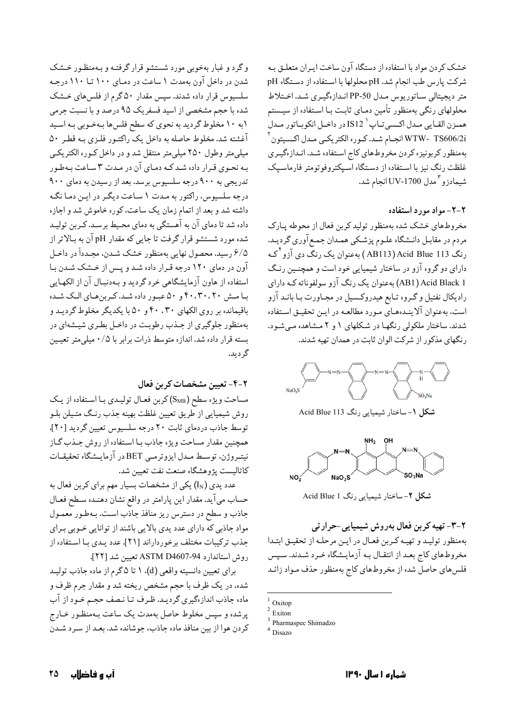خشک کردن مواد با استفاده از دستگاه آون ساخت ایران متعلق به شرکت پارس طب انجام شد. pH محلولها با استفاده از دستگاه pH متر دیجیتالی ساتوریوس مدل PP-50 اندازه‌گیری شد. اختلاط محلولهای رنگی به‌منظور تأمین دمای ثابت با استفاده از سیستم همزن القایی مدل اکسی‌تاپ[1] IS12 در داخل انکوباتور مدل WTW- TS606/2i انجام شد. کوره الکتریکی مدل اکسیتون[2] به‌منظور کربونیزه کردن مخروط‌های کاج استفاده شد. اندازه‌گیری غلظت رنگ نیز با استفاده از دستگاه اسپکتروفوتومتر فارماسپک شیمادزو[3] مدل UV-1700 انجام شد.

## ۲-۲- مواد مورد استفاده

مخروط‌های خشک شده به‌منظور تولید کربن فعال از محوطه پارک مردم در مقابل دانشگاه علوم پزشکی همدان جمع‌آوری گردید. رنگ Acid Blue 113 (AB113) به‌عنوان یک رنگ دی آزو[4] که دارای دو گروه آزو در ساختار شیمیایی خود است و همچنین رنگ Acid Black 1 (AB1) به‌عنوان یک رنگ آزو سولفوناته که دارای رادیکال نفتیل و گروه تابع هیدروکسیل در مجاورت با باند آزو است، به‌عنوان آلاینده‌های مورد مطالعه در این تحقیق استفاده شدند. ساختار ملکولی رنگها در شکلهای ۱ و ۲ مشاهده می‌شود. رنگهای مذکور از شرکت الوان ثابت در همدان تهیه شدند.

**شکل ۱**- ساختار شیمیایی رنگ Acid Blue 113

**شکل ۲**- ساختار شیمیایی رنگ Acid Blue 1

## ۲-۳- تهیه کربن فعال به‌روش شیمیایی-حرارتی

به‌منظور تولید و تهیه کربن فعال در این مرحله از تحقیق ابتدا مخروط‌های کاج بعد از انتقال به آزمایشگاه خرد شدند. سپس فلس‌های حاصل شده از مخروط‌های کاج به‌منظور حذف مواد زائد و گرد و غبار به‌خوبی مورد شستشو قرار گرفته و به‌منظور خشک شدن در داخل آون به‌مدت ۱ ساعت در دمای ۱۰۰ تا ۱۱۰ درجه سلسیوس قرار داده شدند. سپس مقدار ۵۰ گرم از فلس‌های خشک شده با حجم مشخصی از اسید فسفریک ۹۵ درصد و با نسبت جرمی ۱به ۱۰ مخلوط گردید به نحوی که سطح فلس‌ها به‌خوبی به اسید آغشته شد. مخلوط حاصله به داخل یک راکتور فلزی به قطر ۵۰ میلی‌متر وطول ۲۵۰ میلی‌متر منتقل شد و در داخل کوره الکتریکی به نحوی قرار داده شد که دمای آن در مدت ۳ ساعت به‌طور تدریجی به ۹۰۰ درجه سلسیوس برسد. بعد از رسیدن به دمای ۹۰۰ درجه سلسیوس، راکتور به مدت ۱ ساعت دیگر در این دما نگه داشته شد و بعد از اتمام زمان یک ساعت، کوره خاموش شد و اجازه داده شد تا دمای آن به آهستگی به دمای محیط برسد. کربن تولید شده مورد شستشو قرار گرفت تا جایی که مقدار pH آن به بالاتر از ۶/۵ رسید. محصول نهایی به‌منظور خشک شدن، مجدداً در داخل آون در دمای ۱۲۰ درجه قرار داده شد و پس از خشک شدن با استفاده از هاون آزمایشگاهی خرد گردید و به‌دنبال آن از الکهایی با مش ۲۰، ۳۰، ۴۰ و ۵۰ عبور داده شد. کربن‌های الک شده باقیمانده بر روی الکهای ۳۰، ۴۰ و ۵۰ با یکدیگر مخلوط گردید و به‌منظور جلوگیری از جذب رطوبت در داخل بطری شیشه‌ای در بسته قرار داده شد. اندازه متوسط ذرات برابر با ۰/۵ میلی‌متر تعیین گردید.

## ۲-۴- تعیین مشخصات کربن فعال

مساحت ویژه سطح ($S_{MB}$) کربن فعال تولیدی با استفاده از یک روش شیمیایی از طریق تعیین غلظت بهینه جذب رنگ متیلن بلو توسط جاذب دردمای ثابت ۲۰ درجه سلسیوس تعیین گردید [20]. همچنین مقدار مساحت ویژه جاذب با استفاده از روش جذب گاز نیتروژن، توسط مدل ایزوترمی BET در آزمایشگاه تحقیقات کاتالیست پژوهشگاه صنعت نفت تعیین شد.

عدد یدی ($I_N$) یکی از مشخصات بسیار مهم برای کربن فعال به حساب می‌آید. مقدار این پارامتر در واقع نشان دهنده سطح فعال جاذب و سطح در دسترس ریز منافذ جاذب است. به‌طور معمول مواد جاذبی که دارای عدد یدی بالایی باشند از توانایی خوبی برای جذب ترکیبات مختلف برخوردارند [21]. عدد یدی با استفاده از روش استاندارد ASTM D4607-94 تعیین شد [22].

برای تعیین دانسیته واقعی (d)، ۱ تا ۵ گرم از ماده جاذب تولید شده، در یک ظرف با حجم مشخص ریخته شد و مقدار جرم ظرف و ماده جاذب اندازه‌گیری گردید. ظرف تا نصف حجم خود از آب پرشده و سپس مخلوط حاصل به‌مدت یک ساعت به‌منظور خارج کردن هوا از بین منافذ ماده جاذب، جوشانده شد. بعد از سرد شدن

---

[1] Oxitop
[2] Exiton
[3] Pharmaspec Shimadzo
[4] Disazo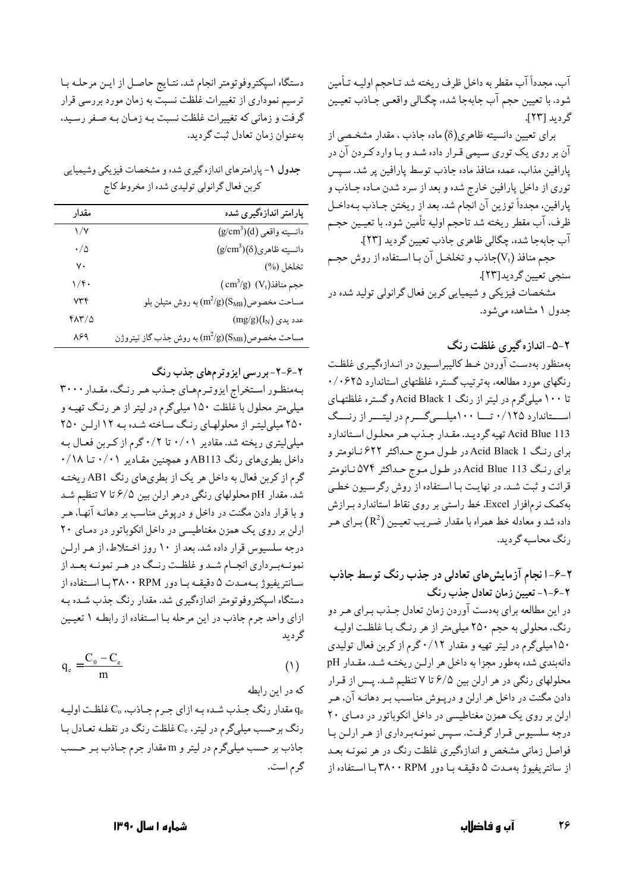آب، مجدداً آب مقطر به داخل ظرف ریخته شد تاحجم اولیه تأمین شود. با تعیین حجم آب جابه‌جا شده، چگالی واقعی جاذب تعیین گردید [۲۳].

برای تعیین دانسیته ظاهری(δ) ماده جاذب ، مقدار مشخصی از آن بر روی یک توری سیمی قرار داده شد و با وارد کردن آن در پارافین مذاب، عمده منافذ ماده جاذب توسط پارافین پر شد. سپس توری از داخل پارافین خارج شده و بعد از سرد شدن ماده جاذب و پارافین، مجدداً توزین آن انجام شد. بعد از ریختن جاذب به‌داخل ظرف، آب مقطر ریخته شد تاحجم اولیه تأمین شود. با تعیین حجم آب جابه‌جا شده، چگالی ظاهری جاذب تعیین گردید [۲۳].

حجم منافذ ($V_t$)جاذب و تخلخل آن با استفاده از روش حجم سنجی تعیین گردید[۲۳].

مشخصات فیزیکی و شیمیایی کربن فعال گرانولی تولید شده در جدول ۱ مشاهده می‌شود.

## ۲-۵- اندازه‌گیری غلظت رنگ

به‌منظور به‌دست آوردن خط کالیبراسیون در اندازه‌گیری غلظت رنگهای مورد مطالعه، به‌ترتیب گستره غلظتهای استاندارد ۰/۰۶۲۵ تا ۱۰۰ میلی‌گرم در لیتر از رنگ Acid Black 1 و گستره غلظتهای استاندارد ۰/۱۲۵ تا ۱۰۰میلی‌گرم در لیتر از رنگ Acid Blue 113 تهیه گردید. مقدار جذب هر محلول استاندارد برای رنگ Acid Black 1 در طول موج حداکثر ۶۲۲ نانومتر و برای رنگ Acid Blue 113 در طول موج حداکثر ۵۷۴ نانومتر قرائت و ثبت شد. در نهایت با استفاده از روش رگرسیون خطی به‌کمک نرم‌افزار Excel، خط راستی بر روی نقاط استاندارد برازش داده شد و معادله خط همراه با مقدار ضریب تعیین ($R^2$) برای هر رنگ محاسبه گردید.

## ۲-۶-انجام آزمایش‌های تعادلی در جذب رنگ توسط جاذب

### ۲-۶-۱- تعیین زمان تعادل جذب رنگ

در این مطالعه برای به‌دست آوردن زمان تعادل جذب برای هر دو رنگ، محلولی به حجم ۲۵۰ میلی‌متر از هر رنگ با غلظت اولیه ۱۵۰میلی‌گرم در لیتر تهیه و مقدار ۰/۱۲ گرم از کربن فعال تولیدی دانه‌بندی شده به‌طور مجزا به داخل هر ارلن ریخته شد. مقدار pH محلولهای رنگی در هر ارلن بین ۶/۵ تا ۷ تنظیم شد. پس از قرار دادن مگنت در داخل هر ارلن و درپوش مناسب بر دهانه آن، هر ارلن بر روی یک همزن مغناطیسی در داخل انکوباتور در دمای ۲۰ درجه سلسیوس قرار گرفت. سپس نمونه‌برداری از هر ارلن با فواصل زمانی مشخص و اندازه‌گیری غلظت رنگ در هر نمونه بعد از سانتریفیوژ به‌مدت ۵ دقیقه با دور ۳۸۰۰ RPM با استفاده از دستگاه اسپکتروفوتومتر انجام شد. نتایج حاصل از این مرحله با ترسیم نموداری از تغییرات غلظت نسبت به زمان مورد بررسی قرار گرفت و زمانی که تغییرات غلظت نسبت به زمان به صفر رسید، به‌عنوان زمان تعادل ثبت گردید.

**جدول ۱**- پارامترهای اندازه‌گیری شده و مشخصات فیزیکی وشیمیایی کربن فعال گرانولی تولیدی شده از مخروط کاج

| پارامتر اندازه‌گیری شده | مقدار |
|---|---|
| دانسیته واقعی (d)($g/cm^3$) | ۱/۷ |
| دانسیته ظاهری(δ)($g/cm^3$) | ۰/۵ |
| تخلخل (%) | ۷۰ |
| حجم منافذ($V_t$) ($cm^3/g$) | ۱/۴۰ |
| مساحت مخصوص($S_{MB}$)($m^2/g$) به روش متیلن بلو | ۷۳۴ |
| عدد یدی ($I_N$)(mg/g) | ۴۸۳/۵ |
| مساحت مخصوص($S_{MB}$)($m^2/g$) به روش جذب گاز نیتروژن | ۸۶۹ |

### ۲-۶-۲- بررسی ایزوترمهای جذب رنگ

به‌منظور استخراج ایزوترمهای جذب هر رنگ، مقدار ۳۰۰۰ میلی‌متر محلول با غلظت ۱۵۰ میلی‌گرم در لیتر از هر رنگ تهیه و ۲۵۰ میلی‌لیتر از محلولهای رنگ ساخته شده به ۱۲ ارلن ۲۵۰ میلی‌لیتری ریخته شد. مقادیر ۰/۰۱ تا ۰/۲ گرم از کربن فعال به داخل بطریهای رنگ AB113 و همچنین مقادیر ۰/۰۱ تا ۰/۱۸ گرم از کربن فعال به داخل هر یک از بطریهای رنگ AB1 ریخته شد. مقدار pH محلولهای رنگی درهر ارلن بین ۶/۵ تا ۷ تنظیم شد و با قرار دادن مگنت در داخل و درپوش مناسب بر دهانه آنها، هر ارلن بر روی یک همزن مغناطیسی در داخل انکوباتور در دمای ۲۰ درجه سلسیوس قرار داده شد. بعد از ۱۰ روز اختلاط، از هر ارلن نمونه‌برداری انجام شد و غلظت رنگ در هر نمونه بعد از سانتریفیوژ به‌مدت ۵ دقیقه با دور ۳۸۰۰ RPM با استفاده از دستگاه اسپکتروفوتومتر اندازه‌گیری شد. مقدار رنگ جذب شده به ازای واحد جرم جاذب در این مرحله با استفاده از رابطه ۱ تعیین گردید

$$q_e = \frac{C_0 - C_e}{m} \quad (1)$$

که در این رابطه

$q_e$ مقدار رنگ جذب شده به ازای جرم جاذب، $C_0$ غلظت اولیه رنگ برحسب میلی‌گرم در لیتر، $C_e$ غلظت رنگ در نقطه تعادل با جاذب بر حسب میلی‌گرم در لیتر و m مقدار جرم جاذب بر حسب گرم است.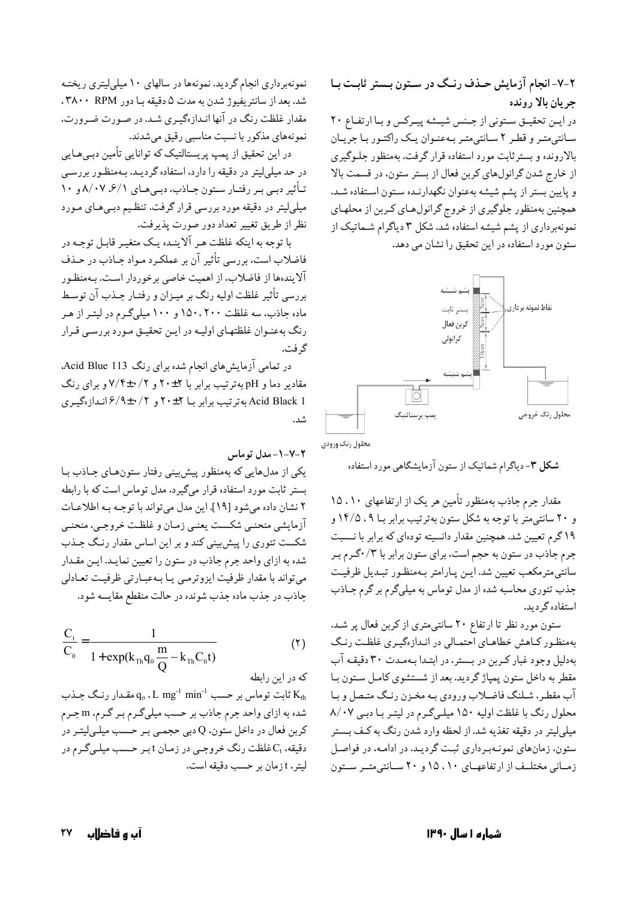## ۲-۷- انجام آزمایش حذف رنگ در ستون بستر ثابت با جریان بالا رونده

در این تحقیق ستونی از جنس شیشه پیرکس و با ارتفاع ۲۰ سانتی‌متر و قطر ۲ سانتی‌متر به‌عنوان یک راکتور با جریان بالارونده و بستر ثابت مورد استفاده قرار گرفت. به‌منظور جلوگیری از خارج شدن گرانول‌های کربن فعال از بستر ستون، در قسمت بالا و پایین بستر از پشم شیشه به‌عنوان نگهدارنده ستون استفاده شد. همچنین به‌منظور جلوگیری از خروج گرانول‌های کربن از محلهای نمونه‌برداری از پشم شیشه استفاده شد. شکل ۳ دیاگرام شماتیک از ستون مورد استفاده در این تحقیق را نشان می دهد.

پشم شیشه
بستر ثابت
کربن فعال
گرانولی
نقاط نمونه برداری
5cm
5cm
10cm
پشم شیشه
پمپ پریستالتیک
محلول رنگ خروجی
محلول رنگ ورودی

**شکل ۳**- دیاگرام شماتیک از ستون آزمایشگاهی مورد استفاده

مقدار جرم جاذب به‌منظور تأمین هر یک از ارتفاعهای ۱۰، ۱۵ و ۲۰ سانتی‌متر با توجه به شکل ستون به‌ترتیب برابر با ۹، ۱۴/۵ و ۱۹ گرم تعیین شد. همچنین مقدار دانسیته توده‌ای که برابر با نسبت جرم جاذب در ستون به حجم است، برای ستون برابر با ۰/۳ گرم بر سانتی‌مترمکعب تعیین شد. این پارامتر به‌منظور تبدیل ظرفیت جذب تئوری محاسبه شده از مدل توماس به میلی‌گرم بر گرم جاذب استفاده گردید.

ستون مورد نظر تا ارتفاع ۲۰ سانتی‌متری از کربن فعال پر شد. به‌منظور کاهش خطاهای احتمالی در اندازه‌گیری غلظت رنگ به‌دلیل وجود غبار کربن در بستر، در ابتدا به‌مدت ۳۰ دقیقه آب مقطر به داخل ستون پمپاژ گردید. بعد از شستشوی کامل ستون با آب مقطر، شلنگ فاضلاب ورودی به مخزن رنگ متصل و با محلول رنگ با غلظت اولیه ۱۵۰ میلی‌گرم در لیتر با دبی ۸/۰۷ میلی‌لیتر در دقیقه تغذیه شد. از لحظه وارد شدن رنگ به کف بستر ستون، زمان‌های نمونه‌برداری ثبت گردید. در ادامه، در فواصل زمانی مختلف از ارتفاعهای ۱۰، ۱۵ و ۲۰ سانتی‌متر ستون نمونه‌برداری انجام گردید. نمونه‌ها در سالهای ۱۰ میلی‌لیتری ریخته شد. بعد از سانتریفیوژ شدن به مدت ۵ دقیقه با دور ۳۸۰۰ RPM، مقدار غلظت رنگ در آنها اندازه‌گیری شد. در صورت ضرورت، نمونه‌های مذکور با نسبت مناسبی رقیق می‌شدند.

در این تحقیق از پمپ پریستالتیک که توانایی تأمین دبی‌هایی در حد میلی‌لیتر در دقیقه را دارد، استفاده گردید. به‌منظور بررسی تأثیر دبی بر رفتار ستون جاذب، دبی‌های ۶/۱، ۸/۰۷ و ۱۰ میلی‌لیتر در دقیقه مورد بررسی قرار گرفت. تنظیم دبی‌های مورد نظر از طریق تغییر تعداد دور صورت پذیرفت.

با توجه به اینکه غلظت هر آلاینده یک متغیر قابل توجه در فاضلاب است، بررسی تأثیر آن بر عملکرد مواد جاذب در حذف آلاینده‌ها از فاضلاب، از اهمیت خاصی برخوردار است. به‌منظور بررسی تأثیر غلظت اولیه رنگ بر میزان و رفتار جذب آن توسط ماده جاذب، سه غلظت ۲۰۰، ۱۵۰ و ۱۰۰ میلی‌گرم در لیتر از هر رنگ به‌عنوان غلظتهای اولیه در این تحقیق مورد بررسی قرار گرفت.

در تمامی آزمایش‌های انجام شده برای رنگ Acid Blue 113، مقادیر دما و pH به‌ترتیب برابر با ۲±۲۰ و ۰/۲±۷/۴ و برای رنگ Acid Black 1 به‌ترتیب برابر با ۲±۲۰ و ۰/۲±۶/۹ اندازه‌گیری شد.

### ۲-۷-۱- مدل توماس

یکی از مدلهایی که به‌منظور پیش‌بینی رفتار ستون‌های جاذب با بستر ثابت مورد استفاده قرار می‌گیرد، مدل توماس است که با رابطه ۲ نشان داده می‌شود [۱۹]. این مدل می‌تواند با توجه به اطلاعات آزمایشی منحنی شکست یعنی زمان و غلظت خروجی، منحنی شکست تئوری را پیش‌بینی کند و بر این اساس مقدار رنگ جذب شده به ازای واحد جرم جاذب در ستون را تعیین نماید. این مقدار می‌تواند با مقدار ظرفیت ایزوترمی یا به‌عبارتی ظرفیت تعادلی جاذب در جذب ماده جذب شونده در حالت منقطع مقایسه شود.

$$\frac{C_t}{C_0} = \frac{1}{1 + \exp(k_{Th} q_0 \frac{m}{Q} - k_{Th} C_0 t)} \qquad (۲)$$

که در این رابطه

$K_{th}$ ثابت توماس بر حسب $L\ mg^{-1}\ min^{-1}$، $q_0$ مقدار رنگ جذب شده به ازای واحد جرم جاذب بر حسب میلی‌گرم بر گرم، m جرم کربن فعال در داخل ستون، Q دبی حجمی بر حسب میلی‌لیتر در دقیقه، $C_t$ غلظت رنگ خروجی در زمان t بر حسب میلی‌گرم بر لیتر، t زمان بر حسب دقیقه است.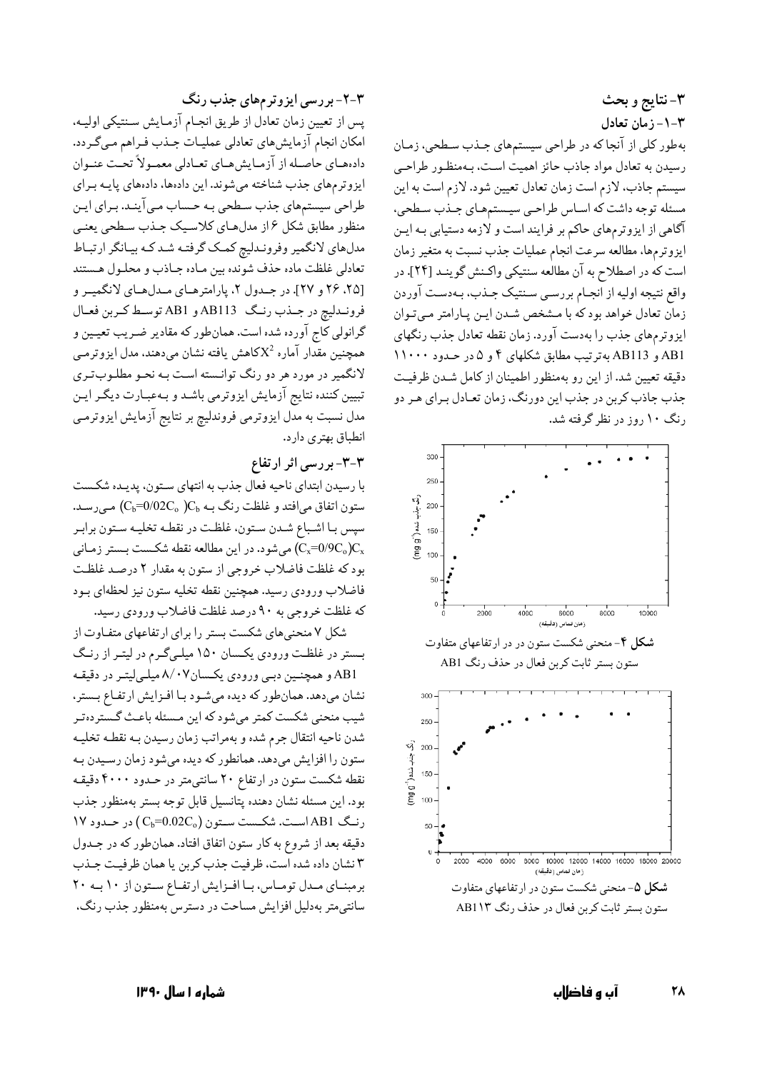## ۳- نتایج و بحث

### ۳-۱- زمان تعادل

به‌طور کلی از آنجا که در طراحی سیستم‌های جذب سطحی، زمان رسیدن به تعادل مواد جاذب حائز اهمیت است، به‌منظور طراحی سیستم جاذب، لازم است زمان تعادل تعیین شود. لازم است به این مسئله توجه داشت که اساس طراحی سیستم‌های جذب سطحی، آگاهی از ایزوترم‌های حاکم بر فرایند است و لازمه دستیابی به این ایزوترم‌ها، مطالعه سرعت انجام عملیات جذب نسبت به متغیر زمان است که در اصطلاح به آن مطالعه سنتیکی واکنش گویند [۲۴]. در واقع نتیجه اولیه از انجام بررسی سنتیک جذب، به‌دست آوردن زمان تعادل خواهد بود که با مشخص شدن این پارامتر می‌توان ایزوترم‌های جذب را به‌دست آورد. زمان نقطه تعادل جذب رنگهای AB1 و AB113 به‌ترتیب مطابق شکلهای ۴ و ۵ در حدود ۱۱۰۰۰ دقیقه تعیین شد. از این رو به‌منظور اطمینان از کامل شدن ظرفیت جذب جاذب کربن در جذب این دورنگ، زمان تعادل برای هر دو رنگ ۱۰ روز در نظر گرفته شد.

**شکل ۴**- منحنی شکست ستون در در ارتفاعهای متفاوت ستون بستر ثابت کربن فعال در حذف رنگ AB1

**شکل ۵**- منحنی شکست ستون در در ارتفاعهای متفاوت ستون بستر ثابت کربن فعال در حذف رنگ AB113

### ۳-۲- بررسی ایزوترمهای جذب رنگ

پس از تعیین زمان تعادل از طریق انجام آزمایش سنتیکی اولیه، امکان انجام آزمایش‌های تعادلی عملیات جذب فراهم می‌گردد. داده‌های حاصله از آزمایش‌های تعادلی معمولاً تحت عنوان ایزوترم‌های جذب شناخته می‌شوند. این داده‌ها، داده‌های پایه برای طراحی سیستم‌های جذب سطحی به حساب می‌آیند. برای این منظور مطابق شکل ۶ از مدل‌های کلاسیک جذب سطحی یعنی مدل‌های لانگمیر وفروندلیچ کمک گرفته شد که بیانگر ارتباط تعادلی غلظت ماده حذف شونده بین ماده جاذب و محلول هستند [۲۵، ۲۶ و ۲۷]. در جدول ۲، پارامترهای مدل‌های لانگمیر و فروندلیچ در جذب رنگ AB113 و AB1 توسط کربن فعال گرانولی کاج آورده شده است. همان‌طور که مقادیر ضریب تعیین و همچنین مقدار آماره $X^2$کاهش یافته نشان می‌دهند، مدل ایزوترمی لانگمیر در مورد هر دو رنگ توانسته است به نحو مطلوب‌تری تبیین کننده نتایج آزمایش ایزوترمی باشد و به‌عبارت دیگر این مدل نسبت به مدل ایزوترمی فروندلیچ بر نتایج آزمایش ایزوترمی انطباق بهتری دارد.

### ۳-۳- بررسی اثر ارتفاع

با رسیدن ابتدای ناحیه فعال جذب به انتهای ستون، پدیده شکست ستون اتفاق می‌افتد و غلظت رنگ به $C_b$ ($C_b$=0/02$C_o$) می‌رسد. سپس با اشباع شدن ستون، غلظت در نقطه تخلیه ستون برابر $C_x$($C_x$=0/9$C_o$) می‌شود. در این مطالعه نقطه شکست بستر زمانی بود که غلظت فاضلاب خروجی از ستون به مقدار ۲ درصد غلظت فاضلاب ورودی رسید. همچنین نقطه تخلیه ستون نیز لحظه‌ای بود که غلظت خروجی به ۹۰ درصد غلظت فاضلاب ورودی رسید.

شکل ۷ منحنی‌های شکست بستر را برای ارتفاعهای متفاوت از بستر در غلظت ورودی یکسان ۱۵۰ میلی‌گرم در لیتر از رنگ AB1 و همچنین دبی ورودی یکسان ۸/۰۷ میلی‌لیتر در دقیقه نشان می‌دهد. همان‌طور که دیده می‌شود با افزایش ارتفاع بستر، شیب منحنی شکست کمتر می‌شود که این مسئله باعث گسترده‌تر شدن ناحیه انتقال جرم شده و به‌مراتب زمان رسیدن به نقطه تخلیه ستون را افزایش می‌دهد. همانطور که دیده می‌شود زمان رسیدن به نقطه شکست ستون در ارتفاع ۲۰ سانتی‌متر در حدود ۴۰۰۰ دقیقه بود. این مسئله نشان دهنده پتانسیل قابل توجه بستر به‌منظور جذب رنگ AB1 است. شکست ستون ($C_b$=0.02$C_o$) در حدود ۱۷ دقیقه بعد از شروع به کار ستون اتفاق افتاد. همان‌طور که در جدول ۳ نشان داده شده است، ظرفیت جذب کربن یا همان ظرفیت جذب برمبنای مدل توماس، با افزایش ارتفاع ستون از ۱۰ به ۲۰ سانتی‌متر به‌دلیل افزایش مساحت در دسترس به‌منظور جذب رنگ،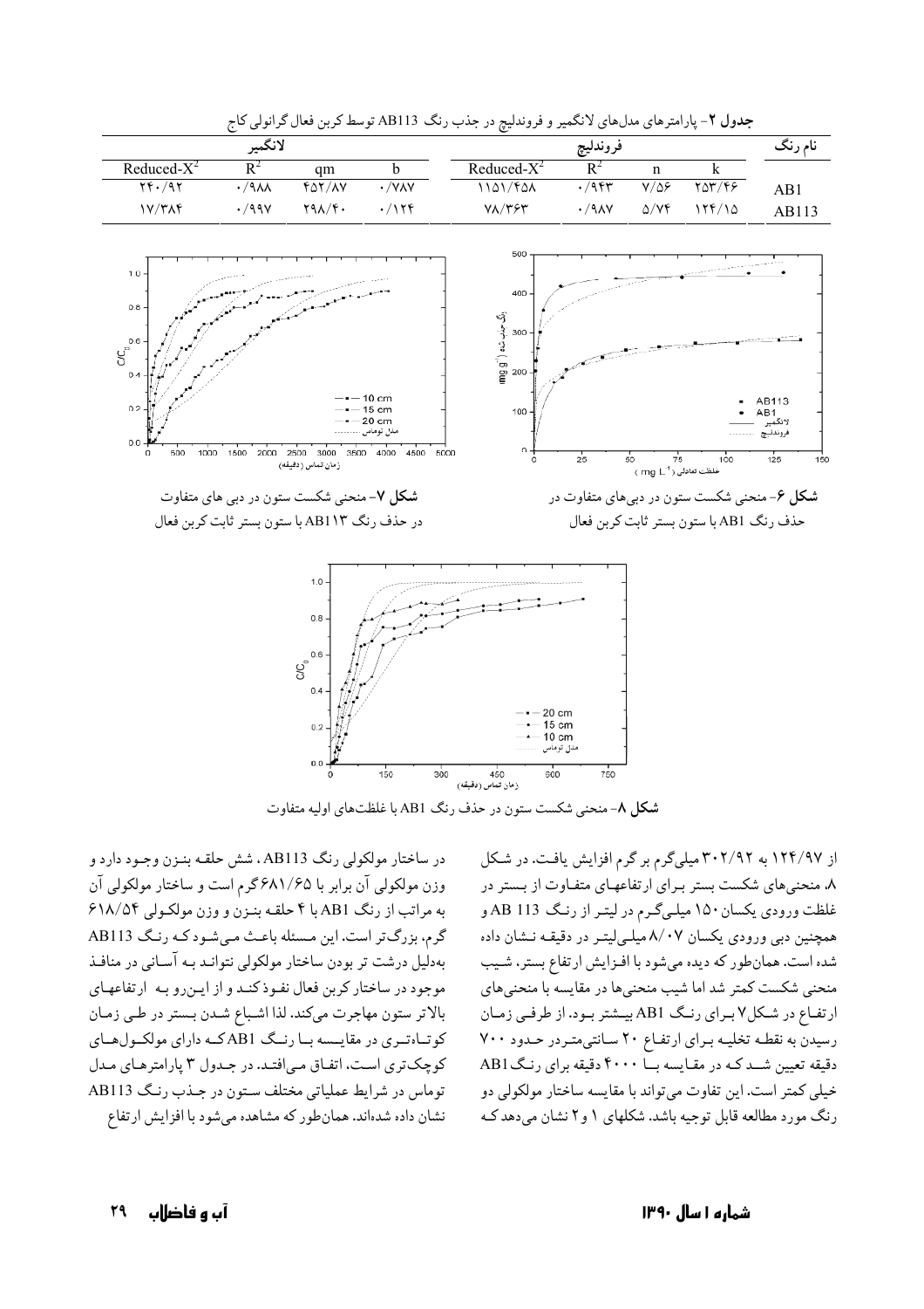**جدول ۲**- پارامترهای مدل‌های لانگمیر و فروندلیچ در جذب رنگ AB113 توسط کربن فعال گرانولی کاج

| نام رنگ | فروندلیچ | | | | لانگمیر | | | |
|---|---|---|---|---|---|---|---|---|
| | k | n | $R^2$ | Reduced-$X^2$ | b | qm | $R^2$ | Reduced-$X^2$ |
| AB1 | ۲۵۳/۴۶ | ۷/۵۶ | ۰/۹۴۳ | ۱۱۵۱/۴۵۸ | ۰/۷۸۷ | ۴۵۲/۸۷ | ۰/۹۸۸ | ۲۴۰/۹۲ |
| AB113 | ۱۲۴/۱۵ | ۵/۷۴ | ۰/۹۸۷ | ۷۸/۳۶۳ | ۰/۱۲۴ | ۲۹۸/۴۰ | ۰/۹۹۷ | ۱۷/۳۸۴ |

**شکل ۶**- منحنی شکست ستون در دبی‌های متفاوت در حذف رنگ AB1 با ستون بستر ثابت کربن فعال

**شکل ۷**- منحنی شکست ستون در دبی های متفاوت در حذف رنگ AB۱۱۳ با ستون بستر ثابت کربن فعال

**شکل ۸**- منحنی شکست ستون در حذف رنگ AB1 با غلظت‌های اولیه متفاوت

از ۱۲۴/۹۷ به ۳۰۲/۹۲ میلی‌گرم بر گرم افزایش یافت. در شکل ۸، منحنی‌های شکست بستر برای ارتفاعهای متفاوت از بستر در غلظت ورودی یکسان ۱۵۰ میلی‌گرم در لیتر از رنگ AB 113 و همچنین دبی ورودی یکسان ۸/۰۷ میلی‌لیتر در دقیقه نشان داده شده است. همان‌طور که دیده می‌شود با افزایش ارتفاع بستر، شیب منحنی شکست کمتر شد اما شیب منحنی‌ها در مقایسه با منحنی‌های ارتفاع در شکل ۷ برای رنگ AB1 بیشتر بود. از طرفی زمان رسیدن به نقطه تخلیه برای ارتفاع ۲۰ سانتی‌متر در حدود ۷۰۰ دقیقه تعیین شد که در مقایسه با ۴۰۰۰ دقیقه برای رنگ AB1 خیلی کمتر است. این تفاوت می‌تواند با مقایسه ساختار مولکولی دو رنگ مورد مطالعه قابل توجیه باشد. شکلهای ۱ و ۲ نشان می‌دهد که در ساختار مولکولی رنگ AB113، شش حلقه بنزن وجود دارد و وزن مولکولی آن برابر با ۶۸۱/۶۵ گرم است و ساختار مولکولی آن به مراتب از رنگ AB1 با ۴ حلقه بنزن و وزن مولکولی ۶۱۸/۵۴ گرم، بزرگ‌تر است. این مسئله باعث می‌شود که رنگ AB113 به‌دلیل درشت تر بودن ساختار مولکولی نتواند به آسانی در منافذ موجود در ساختار کربن فعال نفوذ کند و از این‌رو به ارتفاعهای بالاتر ستون مهاجرت می‌کند. لذا اشباع شدن بستر در طی زمان کوتاه‌تری در مقایسه با رنگ AB1 که دارای مولکول‌های کوچک‌تری است، اتفاق می‌افتد. در جدول ۳ پارامترهای مدل توماس در شرایط عملیاتی مختلف ستون در جذب رنگ AB113 نشان داده شده‌اند. همان‌طور که مشاهده می‌شود با افزایش ارتفاع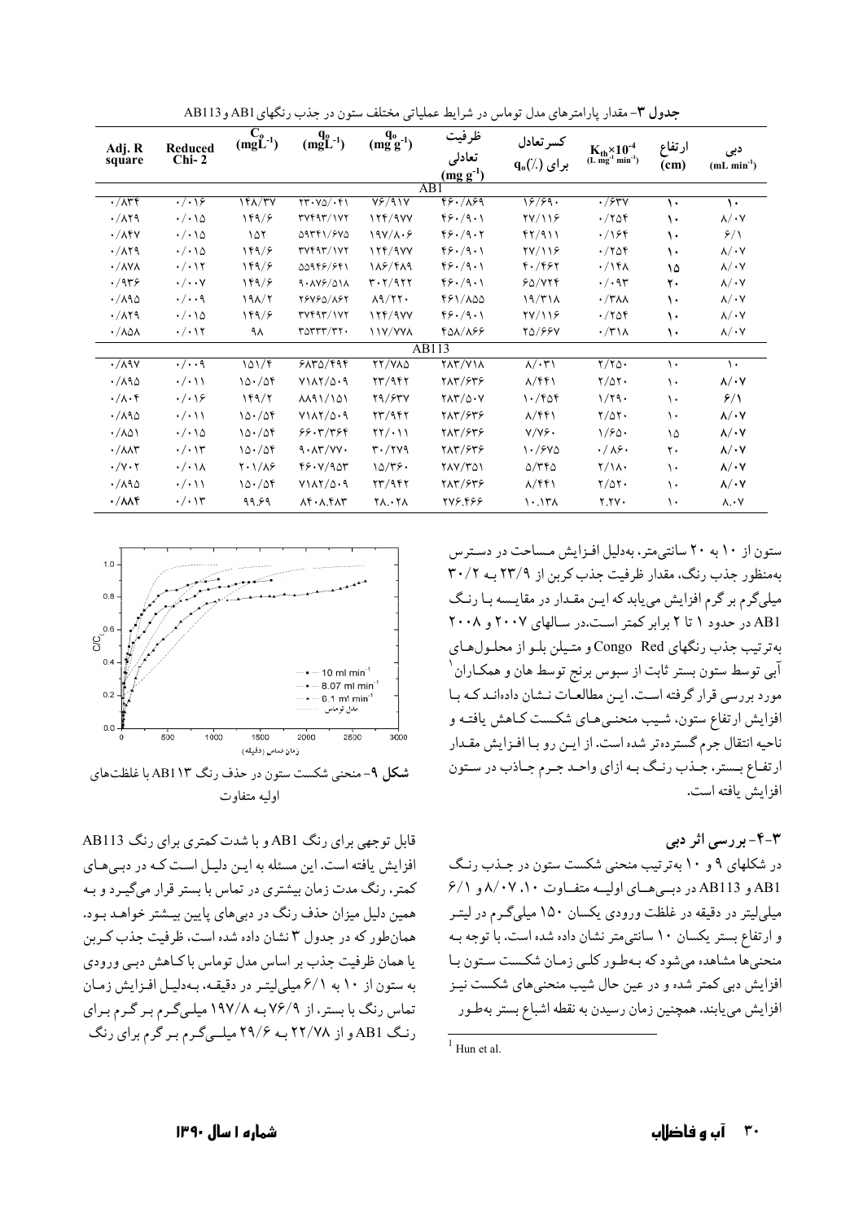**جدول ۳**- مقدار پارامترهای مدل توماس در شرایط عملیاتی مختلف ستون در جذب رنگهای AB1 و AB113

| Adj. R square | Reduced Chi-2 | $C_o$ $(mgL^{-1})$ | $q_o$ $(mgL^{-1})$ | $q_o$ $(mg\,g^{-1})$ | ظرفیت تعادلی $(mg\,g^{-1})$ | کسر تعادل برای $q_o$(٪) | $K_{th}\times10^{-4}$ $(L\,mg^{-1}\,min^{-1})$ | ارتفاع (cm) | دبی $(mL\,min^{-1})$ |
|---|---|---|---|---|---|---|---|---|---|
| AB1 | | | | | | | | | |
| ۰/۸۳۴ | ۰/۰۱۶ | ۱۴۸/۳۷ | ۲۳۰۷۵/۰۴۱ | ۷۶/۹۱۷ | ۴۶۰/۸۶۹ | ۱۶/۶۹۰ | ۰/۶۳۷ | ۱۰ | ۱۰ |
| ۰/۸۲۹ | ۰/۰۱۵ | ۱۴۹/۶ | ۳۷۴۹۳/۱۷۲ | ۱۲۴/۹۷۷ | ۴۶۰/۹۰۱ | ۲۷/۱۱۶ | ۰/۲۵۴ | ۱۰ | ۸/۰۷ |
| ۰/۸۴۷ | ۰/۰۱۵ | ۱۵۲ | ۵۹۳۴۱/۶۷۵ | ۱۹۷/۸۰۶ | ۴۶۰/۹۰۲ | ۴۲/۹۱۱ | ۰/۱۶۴ | ۱۰ | ۶/۱ |
| ۰/۸۲۹ | ۰/۰۱۵ | ۱۴۹/۶ | ۳۷۴۹۳/۱۷۲ | ۱۲۴/۹۷۷ | ۴۶۰/۹۰۱ | ۲۷/۱۱۶ | ۰/۲۵۴ | ۱۰ | ۸/۰۷ |
| ۰/۸۷۸ | ۰/۰۱۲ | ۱۴۹/۶ | ۵۵۹۴۶/۶۴۱ | ۱۸۶/۴۸۹ | ۴۶۰/۹۰۱ | ۴۰/۴۶۲ | ۰/۱۴۸ | ۱۵ | ۸/۰۷ |
| ۰/۹۳۶ | ۰/۰۰۷ | ۱۴۹/۶ | ۹۰۸۷۶/۵۱۸ | ۳۰۲/۹۲۲ | ۴۶۰/۹۰۱ | ۶۵/۷۲۴ | ۰/۰۹۳ | ۲۰ | ۸/۰۷ |
| ۰/۸۹۵ | ۰/۰۰۹ | ۱۹۸/۲ | ۲۶۷۶۵/۸۶۲ | ۸۹/۲۲۰ | ۴۶۱/۸۵۵ | ۱۹/۳۱۸ | ۰/۳۸۸ | ۱۰ | ۸/۰۷ |
| ۰/۸۲۹ | ۰/۰۱۵ | ۱۴۹/۶ | ۳۷۴۹۳/۱۷۲ | ۱۲۴/۹۷۷ | ۴۶۰/۹۰۱ | ۲۷/۱۱۶ | ۰/۲۵۴ | ۱۰ | ۸/۰۷ |
| ۰/۸۵۸ | ۰/۰۱۲ | ۹۸ | ۳۵۳۳۳/۳۲۰ | ۱۱۷/۷۷۸ | ۴۵۸/۸۶۶ | ۲۵/۶۶۷ | ۰/۳۱۸ | ۱۰ | ۸/۰۷ |
| AB113 | | | | | | | | | |
| ۰/۸۹۷ | ۰/۰۰۹ | ۱۵۱/۴ | ۶۸۳۵/۴۹۴ | ۲۲/۷۸۵ | ۲۸۳/۷۱۸ | ۸/۰۳۱ | ۲/۲۵۰ | ۱۰ | ۱۰ |
| ۰/۸۹۵ | ۰/۰۱۱ | ۱۵۰/۵۴ | ۷۱۸۲/۵۰۹ | ۲۳/۹۴۲ | ۲۸۳/۶۳۶ | ۸/۴۴۱ | ۲/۵۲۰ | ۱۰ | ۸/۰۷ |
| ۰/۸۰۴ | ۰/۰۱۶ | ۱۴۹/۲ | ۸۸۹۱/۱۵۱ | ۲۹/۶۳۷ | ۲۸۳/۵۰۷ | ۱۰/۴۵۴ | ۱/۲۹۰ | ۱۰ | ۶/۱ |
| ۰/۸۹۵ | ۰/۰۱۱ | ۱۵۰/۵۴ | ۷۱۸۲/۵۰۹ | ۲۳/۹۴۲ | ۲۸۳/۶۳۶ | ۸/۴۴۱ | ۲/۵۲۰ | ۱۰ | ۸/۰۷ |
| ۰/۸۵۱ | ۰/۰۱۵ | ۱۵۰/۵۴ | ۶۶۰۳/۳۶۴ | ۲۲/۰۱۱ | ۲۸۳/۶۳۶ | ۷/۷۶۰ | ۱/۶۵۰ | ۱۵ | ۸/۰۷ |
| ۰/۸۸۳ | ۰/۰۱۳ | ۱۵۰/۵۴ | ۹۰۸۳/۷۷۰ | ۳۰/۲۷۹ | ۲۸۳/۶۳۶ | ۱۰/۶۷۵ | ۰/۸۶۰ | ۲۰ | ۸/۰۷ |
| ۰/۷۰۲ | ۰/۰۱۸ | ۲۰۱/۸۶ | ۴۶۰۷/۹۵۳ | ۱۵/۳۶۰ | ۲۸۷/۳۵۱ | ۵/۳۴۵ | ۲/۱۸۰ | ۱۰ | ۸/۰۷ |
| ۰/۸۹۵ | ۰/۰۱۱ | ۱۵۰/۵۴ | ۷۱۸۲/۵۰۹ | ۲۳/۹۴۲ | ۲۸۳/۶۳۶ | ۸/۴۴۱ | ۲/۵۲۰ | ۱۰ | ۸/۰۷ |
| ۰/۸۸۴ | ۰/۰۱۳ | ۹۹.۶۹ | ۸۴۰۸.۴۸۳ | ۲۸.۰۲۸ | ۲۷۶.۴۶۶ | ۱۰.۱۳۸ | ۲.۲۷۰ | ۱۰ | ۸.۰۷ |

ستون از ۱۰ به ۲۰ سانتی‌متر، به‌دلیل افزایش مساحت در دسترس به‌منظور جذب رنگ، مقدار ظرفیت جذب کربن از ۲۳/۹ به ۳۰/۲ میلی‌گرم بر گرم افزایش می‌یابد که این مقدار در مقایسه با رنگ AB1 در حدود ۱ تا ۲ برابر کمتر است. در سالهای ۲۰۰۷ و ۲۰۰۸ به‌ترتیب جذب رنگهای Congo Red و متیلن بلو از محلول‌های آبی توسط ستون بستر ثابت از سبوس برنج توسط هان و همکاران[1] مورد بررسی قرار گرفته است. این مطالعات نشان داده‌اند که با افزایش ارتفاع ستون، شیب منحنی‌های شکست کاهش یافته و ناحیه انتقال جرم گسترده‌تر شده است. از این رو با افزایش مقدار ارتفاع بستر، جذب رنگ به ازای واحد جرم جاذب در ستون افزایش یافته است.

### ۳-۴- بررسی اثر دبی

در شکلهای ۹ و ۱۰ به‌ترتیب منحنی شکست ستون در جذب رنگ AB1 و AB113 در دبی‌های اولیه متفاوت ۱۰، ۸/۰۷ و ۶/۱ میلی‌لیتر در دقیقه در غلظت ورودی یکسان ۱۵۰ میلی‌گرم در لیتر و ارتفاع بستر یکسان ۱۰ سانتی‌متر نشان داده شده است. با توجه به منحنی‌ها مشاهده می‌شود که به‌طور کلی زمان شکست ستون با افزایش دبی کمتر شده و در عین حال شیب منحنی‌های شکست نیز افزایش می‌یابند. همچنین زمان رسیدن به نقطه اشباع بستر به‌طور قابل توجهی برای رنگ AB1 و با شدت کمتری برای رنگ AB113 افزایش یافته است. این مسئله به این دلیل است که در دبی‌های کمتر، رنگ مدت زمان بیشتری در تماس با بستر قرار می‌گیرد و به همین دلیل میزان حذف رنگ در دبی‌های پایین بیشتر خواهد بود. همان‌طور که در جدول ۳ نشان داده شده است، ظرفیت جذب کربن یا همان ظرفیت جذب بر اساس مدل توماس با کاهش دبی ورودی به ستون از ۱۰ به ۶/۱ میلی‌لیتر در دقیقه، به‌دلیل افزایش زمان تماس رنگ با بستر، از ۷۶/۹ به ۱۹۷/۸ میلی‌گرم بر گرم برای رنگ AB1 و از ۲۲/۷۸ به ۲۹/۶ میلی‌گرم بر گرم برای رنگ

**شکل ۹**- منحنی شکست ستون در حذف رنگ AB113 با غلظتهای اولیه متفاوت

[1] Hun et al.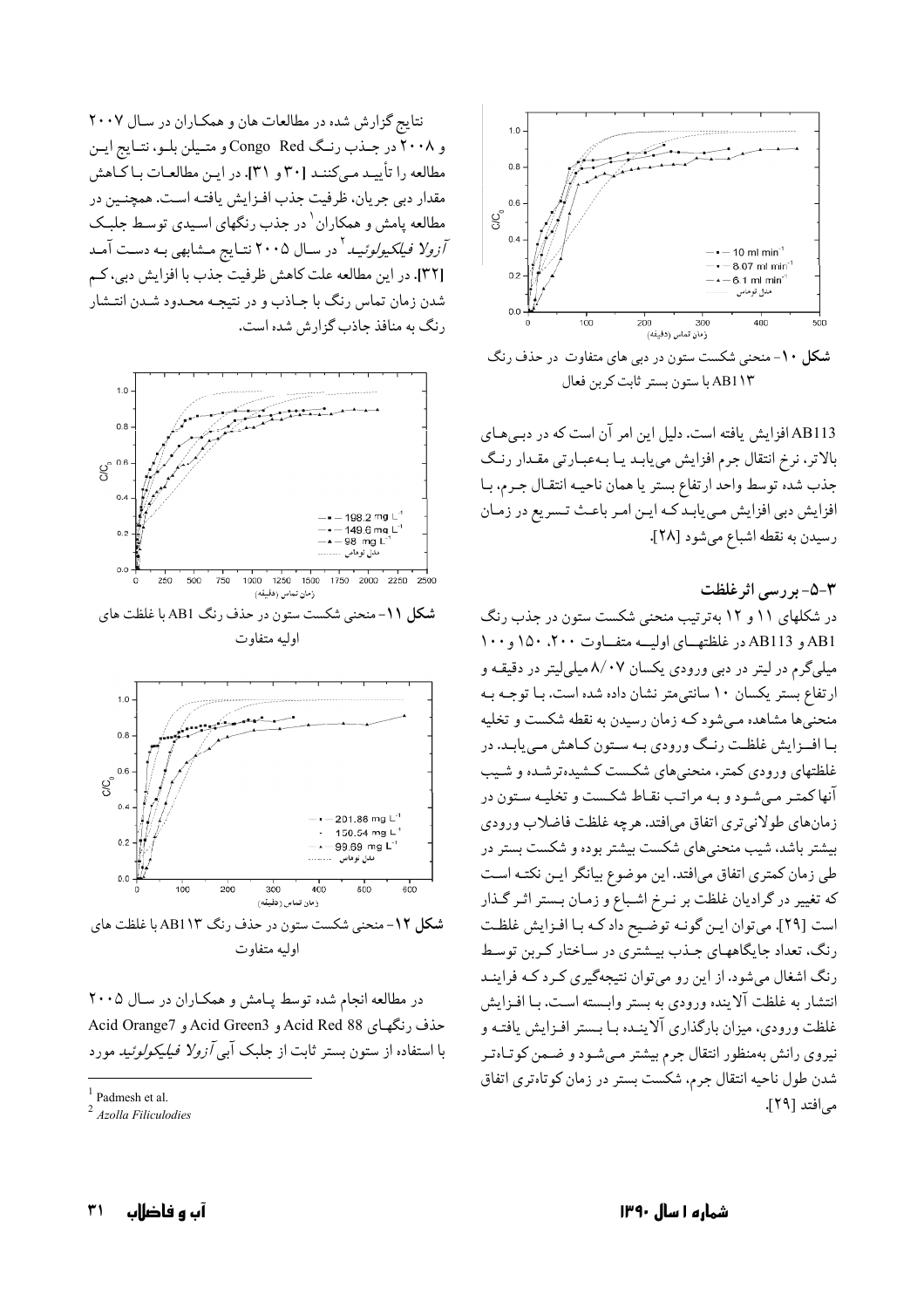**شکل ۱۰**- منحنی شکست ستون در دبی های متفاوت در حذف رنگ AB۱۱۳ با ستون بستر ثابت کربن فعال

AB113 افزایش یافته است. دلیل این امر آن است که در دبی‌های بالاتر، نرخ انتقال جرم افزایش می‌یابد یا به‌عبارتی مقدار رنگ جذب شده توسط واحد ارتفاع بستر یا همان ناحیه انتقال جرم، با افزایش دبی افزایش می‌یابد که این امر باعث تسریع در زمان رسیدن به نقطه اشباع می‌شود [۲۸].

### ۳-۵- بررسی اثر غلظت

در شکلهای ۱۱ و ۱۲ به‌ترتیب منحنی شکست ستون در جذب رنگ AB1 و AB113 در غلظتهای اولیه متفاوت ۲۰۰، ۱۵۰ و ۱۰۰ میلی‌گرم در لیتر در دبی ورودی یکسان ۸/۰۷ میلی‌لیتر در دقیقه و ارتفاع بستر یکسان ۱۰ سانتی‌متر نشان داده شده است. با توجه به منحنی‌ها مشاهده می‌شود که زمان رسیدن به نقطه شکست و تخلیه با افزایش غلظت رنگ ورودی به ستون کاهش می‌یابد. در غلظتهای ورودی کمتر، منحنی‌های شکست کشیده‌ترشده و شیب آنها کمتر می‌شود و به مراتب نقاط شکست و تخلیه ستون در زمان‌های طولانی‌تری اتفاق می‌افتد. هرچه غلظت فاضلاب ورودی بیشتر باشد، شیب منحنی‌های شکست بیشتر بوده و شکست بستر در طی زمان کمتری اتفاق می‌افتد. این موضوع بیانگر این نکته است که تغییر در گرادیان غلظت بر نرخ اشباع و زمان بستر اثر گذار است [۲۹]. می‌توان این گونه توضیح داد که با افزایش غلظت رنگ، تعداد جایگاههای جذب بیشتری در ساختار کربن توسط رنگ اشغال می‌شود. از این رو می‌توان نتیجه‌گیری کرد که فرایند انتشار به غلظت آلاینده ورودی به بستر وابسته است. با افزایش غلظت ورودی، میزان بارگذاری آلاینده با بستر افزایش یافته و نیروی رانش به‌منظور انتقال جرم بیشتر می‌شود و ضمن کوتاه‌تر شدن طول ناحیه انتقال جرم، شکست بستر در زمان کوتاه‌تری اتفاق می‌افتد [۲۹].

نتایج گزارش شده در مطالعات هان و همکاران در سال ۲۰۰۷ و ۲۰۰۸ در جذب رنگ Congo Red و متیلن بلو، نتایج این مطالعه را تأیید می‌کنند [۳۰ و ۳۱]. در این مطالعات با کاهش مقدار دبی جریان، ظرفیت جذب افزایش یافته است. همچنین در مطالعه پامش و همکاران[1] در جذب رنگهای اسیدی توسط جلبک *آزولا فیلکیلوئید*[2] در سال ۲۰۰۵ نتایج مشابهی به دست آمد [۳۲]. در این مطالعه علت کاهش ظرفیت جذب با افزایش دبی، کم شدن زمان تماس رنگ با جاذب و در نتیجه محدود شدن انتشار رنگ به منافذ جاذب گزارش شده است.

**شکل ۱۱**- منحنی شکست ستون در حذف رنگ AB1 با غلظت های اولیه متفاوت

**شکل ۱۲**- منحنی شکست ستون در حذف رنگ AB۱۱۳ با غلظت های اولیه متفاوت

در مطالعه انجام شده توسط پامش و همکاران در سال ۲۰۰۵ حذف رنگهای Acid Red 88 و Acid Green3 و Acid Orange7 با استفاده از ستون بستر ثابت از جلبک آبی *آزولا فیلیکولوئید* مورد

---

[1] Padmesh et al.

[2] *Azolla Filiculodies*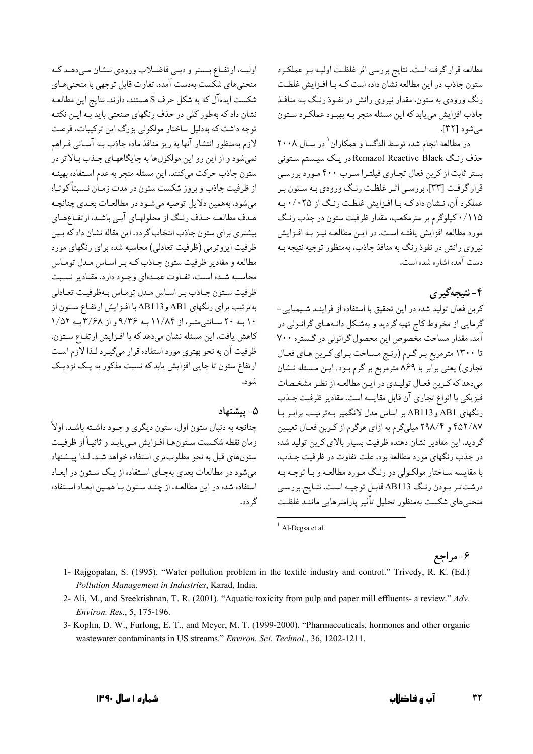مطالعه قرار گرفته است. نتایج بررسی اثر غلظت اولیه بر عملکرد ستون جاذب در این مطالعه نشان داده است که با افزایش غلظت رنگ ورودی به ستون، مقدار نیروی رانش در نفوذ رنگ به منافذ جاذب افزایش می‌یابد که این مسئله منجر به بهبود عملکرد ستون می‌شود [32].

در مطالعه انجام شده توسط الدگسا و همکاران[1] در سال ۲۰۰۸ حذف رنگ Remazol Reactive Black در یک سیستم ستونی بستر ثابت از کربن فعال تجاری فیلترا سرب ۴۰۰ مورد بررسی قرار گرفت [33]. بررسی اثر غلظت رنگ ورودی به ستون بر عملکرد آن، نشان داد که با افزایش غلظت رنگ از ۰/۰۲۵ به ۰/۱۱۵ کیلوگرم بر مترمکعب، مقدار ظرفیت ستون در جذب رنگ مورد مطالعه افزایش یافته است. در این مطالعه نیز به افزایش نیروی رانش در نفوذ رنگ به منافذ جاذب، به‌منظور توجیه نتیجه به دست آمده اشاره شده است.

## ۴- نتیجه‌گیری

کربن فعال تولید شده در این تحقیق با استفاده از فرایند شیمیایی-گرمایی از مخروط کاج تهیه گردید و به‌شکل دانه‌های گرانولی در آمد. مقدار مساحت مخصوص این محصول گرانولی در گستره ۷۰۰ تا ۱۳۰۰ مترمربع بر گرم (رنج مساحت برای کربن های فعال تجاری) یعنی برابر با ۸۶۹ مترمربع بر گرم بود. این مسئله نشان می‌دهد که کربن فعال تولیدی در این مطالعه از نظر مشخصات فیزیکی با انواع تجاری آن قابل مقایسه است. مقادیر ظرفیت جذب رنگهای AB1 و AB113 بر اساس مدل لانگمیر به‌ترتیب برابر با ۴۵۲/۸۷ و ۲۹۸/۴ میلی‌گرم به ازای هرگرم از کربن فعال تعیین گردید. این مقادیر نشان دهنده ظرفیت بسیار بالای کربن تولید شده در جذب رنگهای مورد مطالعه بود. علت تفاوت در ظرفیت جذب، با مقایسه ساختار مولکولی دو رنگ مورد مطالعه و با توجه به درشت‌تر بودن رنگ AB113 قابل توجیه است. نتایج بررسی منحنی‌های شکست به‌منظور تحلیل تأثیر پارامترهایی مانند غلظت اولیه، ارتفاع بستر و دبی فاضلاب ورودی نشان می‌دهد که منحنی‌های شکست به‌دست آمده، تفاوت قابل توجهی با منحنی‌های شکست ایده‌آل که به شکل حرف S هستند، دارند. نتایج این مطالعه نشان داد که به‌طور کلی در حذف رنگهای صنعتی باید به این نکته توجه داشت که به‌دلیل ساختار مولکولی بزرگ این ترکیبات، فرصت لازم به‌منظور انتشار آنها به ریز منافذ ماده جاذب به آسانی فراهم نمی‌شود و از این رو این مولکول‌ها به جایگاههای جذب بالاتر در ستون جاذب حرکت می‌کنند. این مسئله منجر به عدم استفاده بهینه از ظرفیت جاذب و بروز شکست ستون در مدت زمان نسبتاً کوتاه می‌شود. به‌همین دلایل توصیه می‌شود در مطالعات بعدی چنانچه هدف مطالعه حذف رنگ از محلولهای آبی باشد، ارتفاعهای بیشتری برای ستون جاذب انتخاب گردد. این مقاله نشان داد که بین ظرفیت ایزوترمی (ظرفیت تعادلی) محاسبه شده برای رنگهای مورد مطالعه و مقادیر ظرفیت ستون جاذب که بر اساس مدل توماس محاسبه شده است، تفاوت عمده‌ای وجود دارد. مقادیر نسبت ظرفیت ستون جاذب بر اساس مدل توماس به‌ظرفیت تعادلی به‌ترتیب برای رنگهای AB1 و AB113 با افزایش ارتفاع ستون از ۱۰ به ۲۰ سانتی‌متر، از ۱۱/۸۴ به ۹/۳۶ و از ۳/۶۸ به ۱/۵۲ کاهش یافت. این مسئله نشان می‌دهد که با افزایش ارتفاع ستون، ظرفیت آن به نحو بهتری مورد استفاده قرار می‌گیرد لذا لازم است ارتفاع ستون تا جایی افزایش یابد که نسبت مذکور به یک نزدیک شود.

## ۵- پیشنهاد

چنانچه به دنبال ستون اول، ستون دیگری و جود داشته باشد، اولاً زمان نقطه شکست ستون‌ها افزایش می‌یابد و ثانیاً از ظرفیت ستون‌های قبل به نحو مطلوب‌تری استفاده خواهد شد. لذا پیشنهاد می‌شود در مطالعات بعدی به‌جای استفاده از یک ستون در ابعاد استفاده شده در این مطالعه، از چند ستون با همین ابعاد استفاده گردد.

[1] Al-Degsa et al.

## ۶- مراجع

1- Rajgopalan, S. (1995). "Water pollution problem in the textile industry and control." Trivedy, R. K. (Ed.) *Pollution Management in Industries*, Karad, India.

2- Ali, M., and Sreekrishnan, T. R. (2001). "Aquatic toxicity from pulp and paper mill effluents- a review." *Adv. Environ. Res*., 5, 175-196.

3- Koplin, D. W., Furlong, E. T., and Meyer, M. T. (1999-2000). "Pharmaceuticals, hormones and other organic wastewater contaminants in US streams." *Environ. Sci. Technol*., 36, 1202-1211.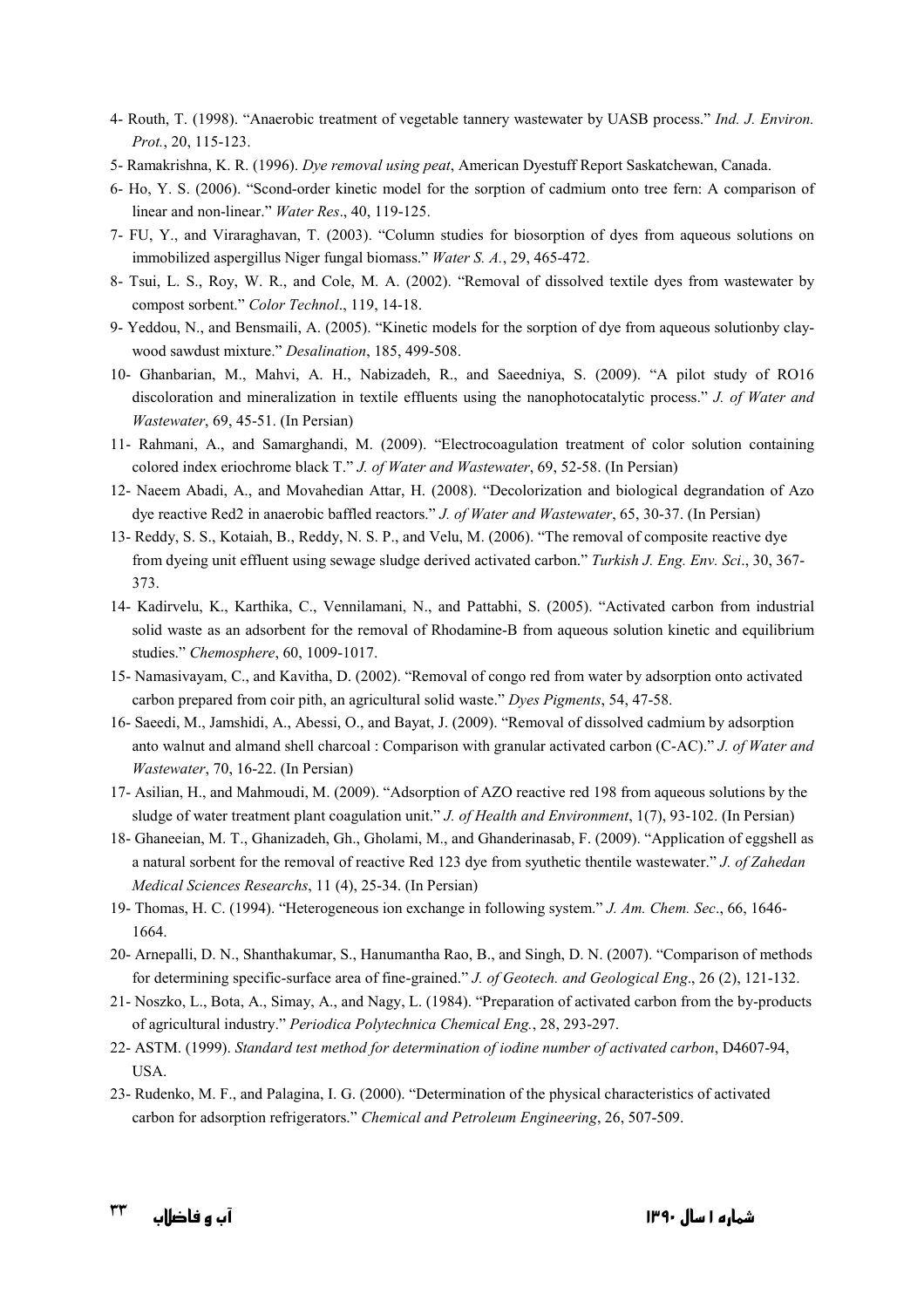4- Routh, T. (1998). "Anaerobic treatment of vegetable tannery wastewater by UASB process." *Ind. J. Environ. Prot.*, 20, 115-123.

5- Ramakrishna, K. R. (1996). *Dye removal using peat*, American Dyestuff Report Saskatchewan, Canada.

6- Ho, Y. S. (2006). "Scond-order kinetic model for the sorption of cadmium onto tree fern: A comparison of linear and non-linear." *Water Res*., 40, 119-125.

7- FU, Y., and Viraraghavan, T. (2003). "Column studies for biosorption of dyes from aqueous solutions on immobilized aspergillus Niger fungal biomass." *Water S. A.*, 29, 465-472.

8- Tsui, L. S., Roy, W. R., and Cole, M. A. (2002). "Removal of dissolved textile dyes from wastewater by compost sorbent." *Color Technol*., 119, 14-18.

9- Yeddou, N., and Bensmaili, A. (2005). "Kinetic models for the sorption of dye from aqueous solutionby clay-wood sawdust mixture." *Desalination*, 185, 499-508.

10- Ghanbarian, M., Mahvi, A. H., Nabizadeh, R., and Saeedniya, S. (2009). "A pilot study of RO16 discoloration and mineralization in textile effluents using the nanophotocatalytic process." *J. of Water and Wastewater*, 69, 45-51. (In Persian)

11- Rahmani, A., and Samarghandi, M. (2009). "Electrocoagulation treatment of color solution containing colored index eriochrome black T." *J. of Water and Wastewater*, 69, 52-58. (In Persian)

12- Naeem Abadi, A., and Movahedian Attar, H. (2008). "Decolorization and biological degrandation of Azo dye reactive Red2 in anaerobic baffled reactors." *J. of Water and Wastewater*, 65, 30-37. (In Persian)

13- Reddy, S. S., Kotaiah, B., Reddy, N. S. P., and Velu, M. (2006). "The removal of composite reactive dye from dyeing unit effluent using sewage sludge derived activated carbon." *Turkish J. Eng. Env. Sci*., 30, 367-373.

14- Kadirvelu, K., Karthika, C., Vennilamani, N., and Pattabhi, S. (2005). "Activated carbon from industrial solid waste as an adsorbent for the removal of Rhodamine-B from aqueous solution kinetic and equilibrium studies." *Chemosphere*, 60, 1009-1017.

15- Namasivayam, C., and Kavitha, D. (2002). "Removal of congo red from water by adsorption onto activated carbon prepared from coir pith, an agricultural solid waste." *Dyes Pigments*, 54, 47-58.

16- Saeedi, M., Jamshidi, A., Abessi, O., and Bayat, J. (2009). "Removal of dissolved cadmium by adsorption anto walnut and almand shell charcoal : Comparison with granular activated carbon (C-AC)." *J. of Water and Wastewater*, 70, 16-22. (In Persian)

17- Asilian, H., and Mahmoudi, M. (2009). "Adsorption of AZO reactive red 198 from aqueous solutions by the sludge of water treatment plant coagulation unit." *J. of Health and Environment*, 1(7), 93-102. (In Persian)

18- Ghaneeian, M. T., Ghanizadeh, Gh., Gholami, M., and Ghanderinasab, F. (2009). "Application of eggshell as a natural sorbent for the removal of reactive Red 123 dye from syuthetic thentile wastewater." *J. of Zahedan Medical Sciences Researchs*, 11 (4), 25-34. (In Persian)

19- Thomas, H. C. (1994). "Heterogeneous ion exchange in following system." *J. Am. Chem. Sec*., 66, 1646-1664.

20- Arnepalli, D. N., Shanthakumar, S., Hanumantha Rao, B., and Singh, D. N. (2007). "Comparison of methods for determining specific-surface area of fine-grained." *J. of Geotech. and Geological Eng*., 26 (2), 121-132.

21- Noszko, L., Bota, A., Simay, A., and Nagy, L. (1984). "Preparation of activated carbon from the by-products of agricultural industry." *Periodica Polytechnica Chemical Eng.*, 28, 293-297.

22- ASTM. (1999). *Standard test method for determination of iodine number of activated carbon*, D4607-94, USA.

23- Rudenko, M. F., and Palagina, I. G. (2000). "Determination of the physical characteristics of activated carbon for adsorption refrigerators." *Chemical and Petroleum Engineering*, 26, 507-509.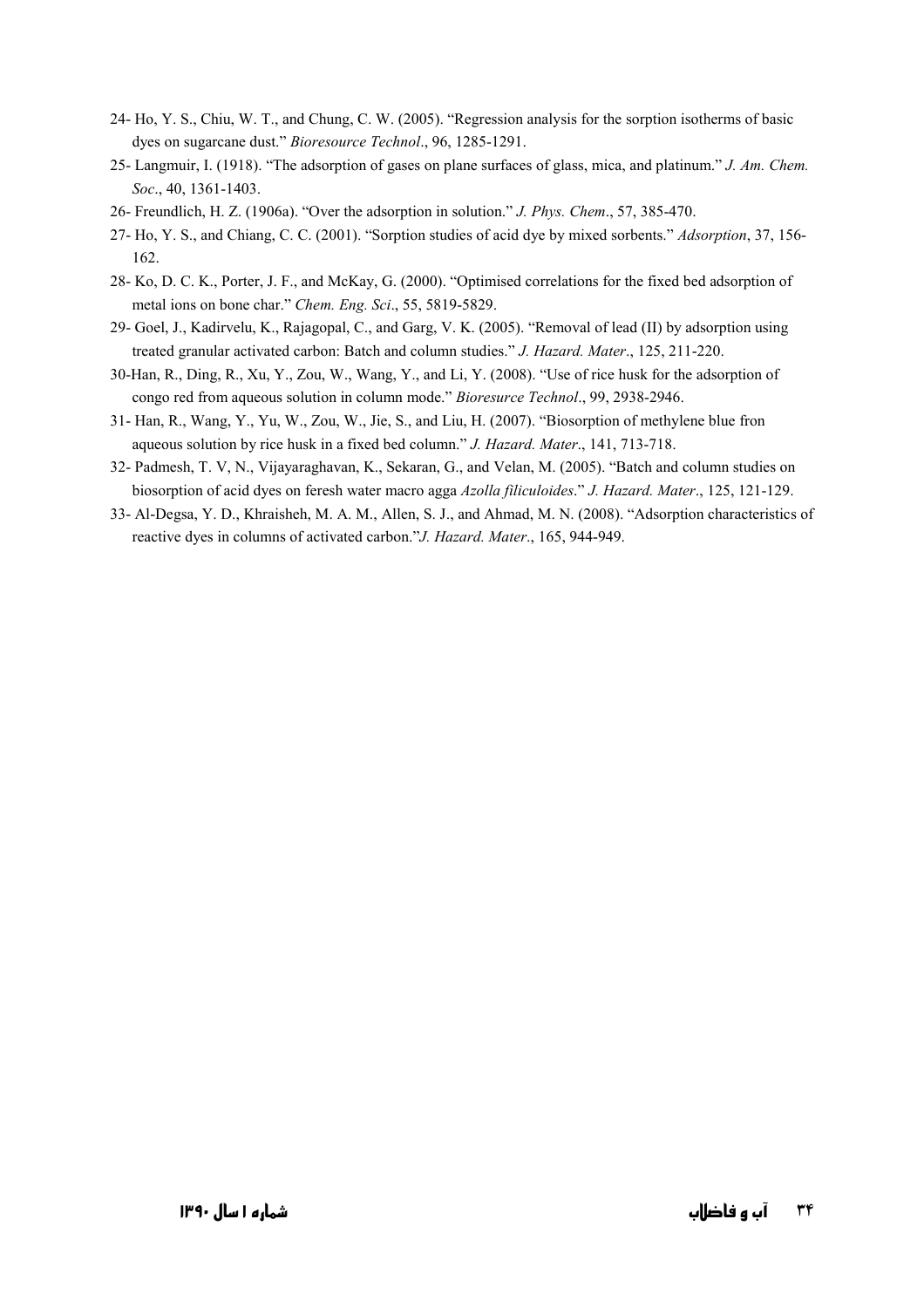24- Ho, Y. S., Chiu, W. T., and Chung, C. W. (2005). "Regression analysis for the sorption isotherms of basic dyes on sugarcane dust." *Bioresource Technol*., 96, 1285-1291.

25- Langmuir, I. (1918). "The adsorption of gases on plane surfaces of glass, mica, and platinum." *J. Am. Chem. Soc*., 40, 1361-1403.

26- Freundlich, H. Z. (1906a). "Over the adsorption in solution." *J. Phys. Chem*., 57, 385-470.

27- Ho, Y. S., and Chiang, C. C. (2001). "Sorption studies of acid dye by mixed sorbents." *Adsorption*, 37, 156-162.

28- Ko, D. C. K., Porter, J. F., and McKay, G. (2000). "Optimised correlations for the fixed bed adsorption of metal ions on bone char." *Chem. Eng. Sci*., 55, 5819-5829.

29- Goel, J., Kadirvelu, K., Rajagopal, C., and Garg, V. K. (2005). "Removal of lead (II) by adsorption using treated granular activated carbon: Batch and column studies." *J. Hazard. Mater*., 125, 211-220.

30-Han, R., Ding, R., Xu, Y., Zou, W., Wang, Y., and Li, Y. (2008). "Use of rice husk for the adsorption of congo red from aqueous solution in column mode." *Bioresurce Technol*., 99, 2938-2946.

31- Han, R., Wang, Y., Yu, W., Zou, W., Jie, S., and Liu, H. (2007). "Biosorption of methylene blue fron aqueous solution by rice husk in a fixed bed column." *J. Hazard. Mater*., 141, 713-718.

32- Padmesh, T. V, N., Vijayaraghavan, K., Sekaran, G., and Velan, M. (2005). "Batch and column studies on biosorption of acid dyes on feresh water macro agga *Azolla filiculoides*." *J. Hazard. Mater*., 125, 121-129.

33- Al-Degsa, Y. D., Khraisheh, M. A. M., Allen, S. J., and Ahmad, M. N. (2008). "Adsorption characteristics of reactive dyes in columns of activated carbon."*J. Hazard. Mater*., 165, 944-949.